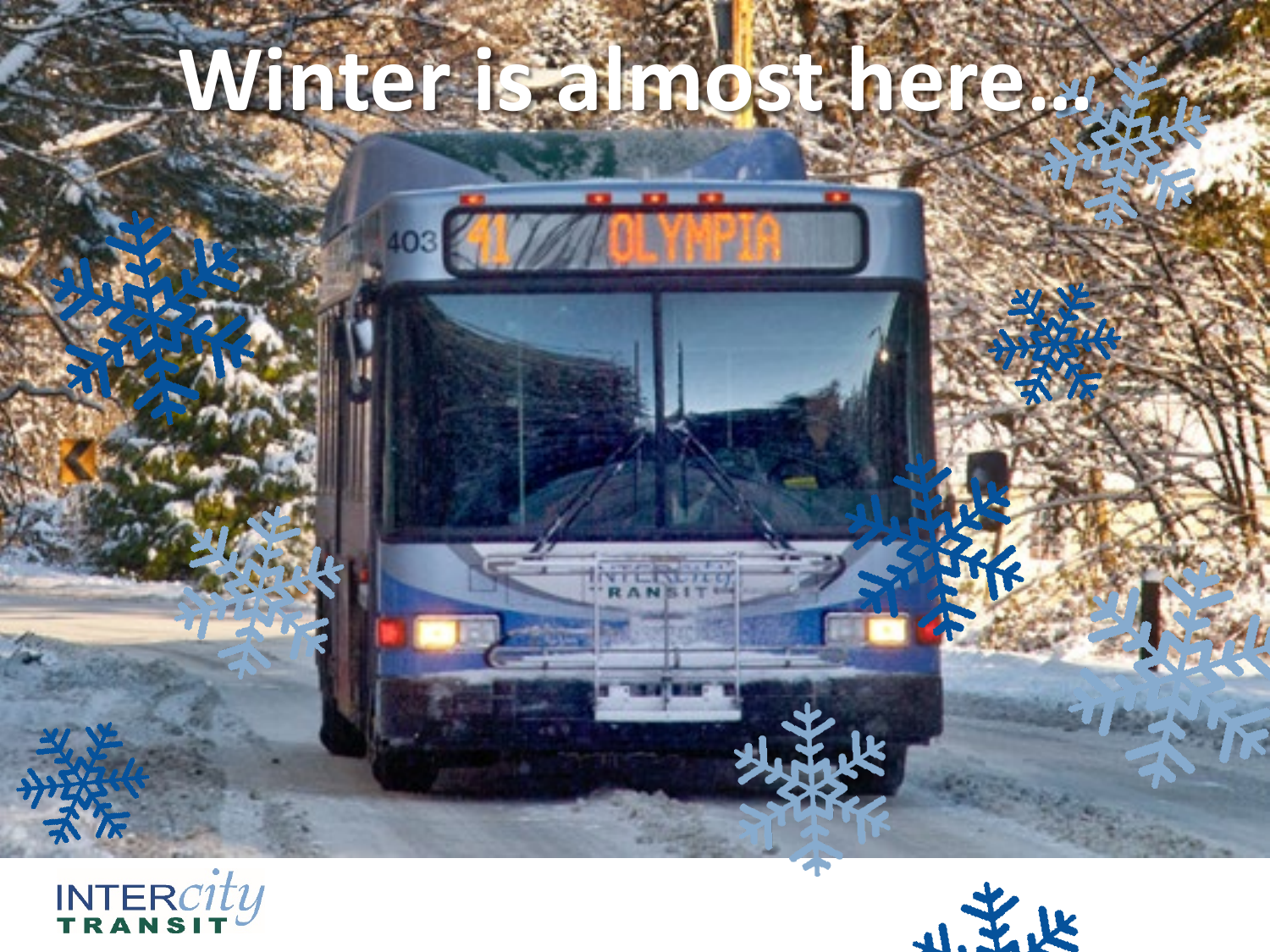# Winter is almost here…

INTERcity TRANSIT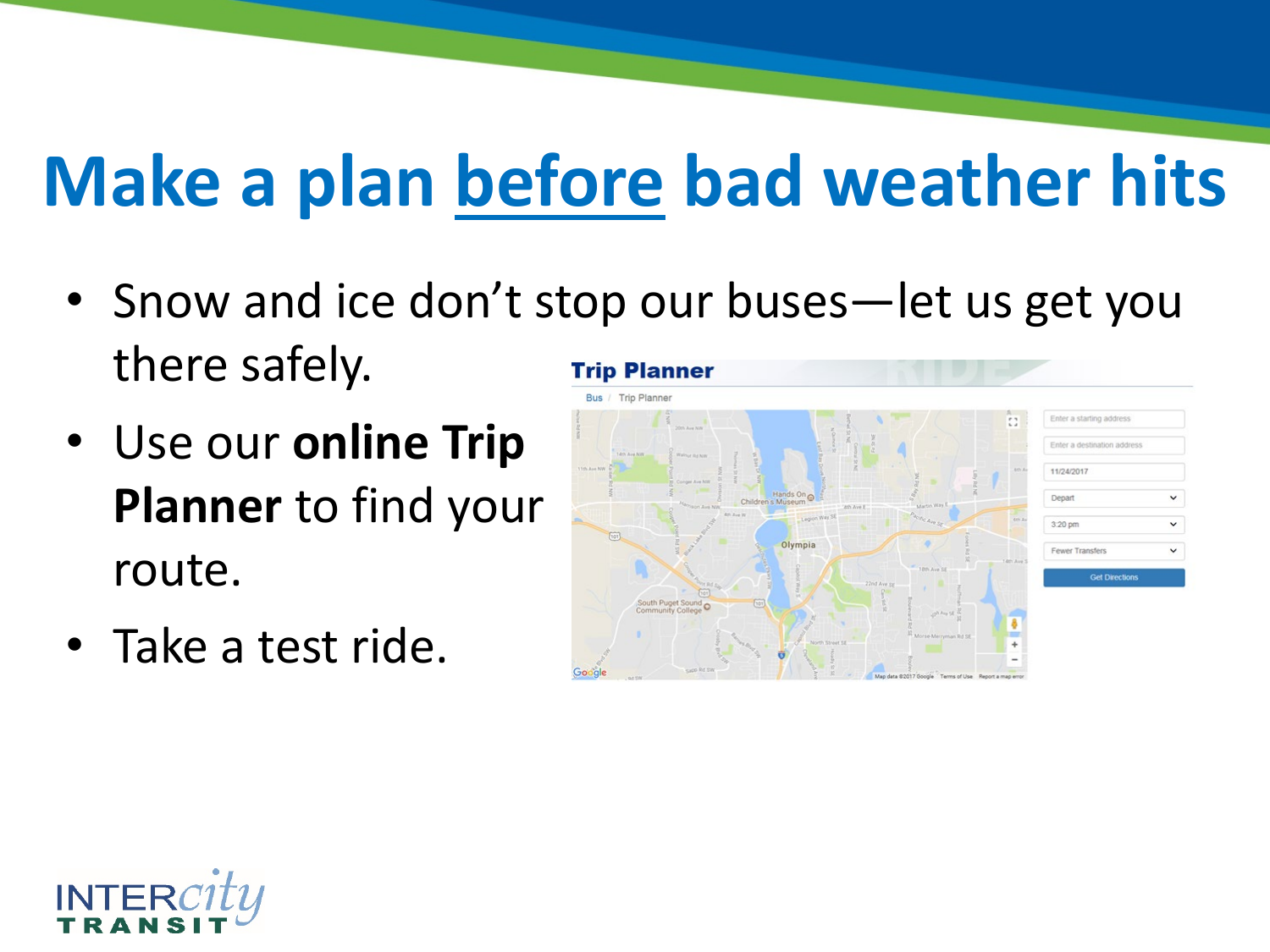# Make a plan before bad weather hits

- Snow and ice don't stop our buses—let us get you there safely.
- Use our **online Trip Planner** to find your route.
- Take a test ride.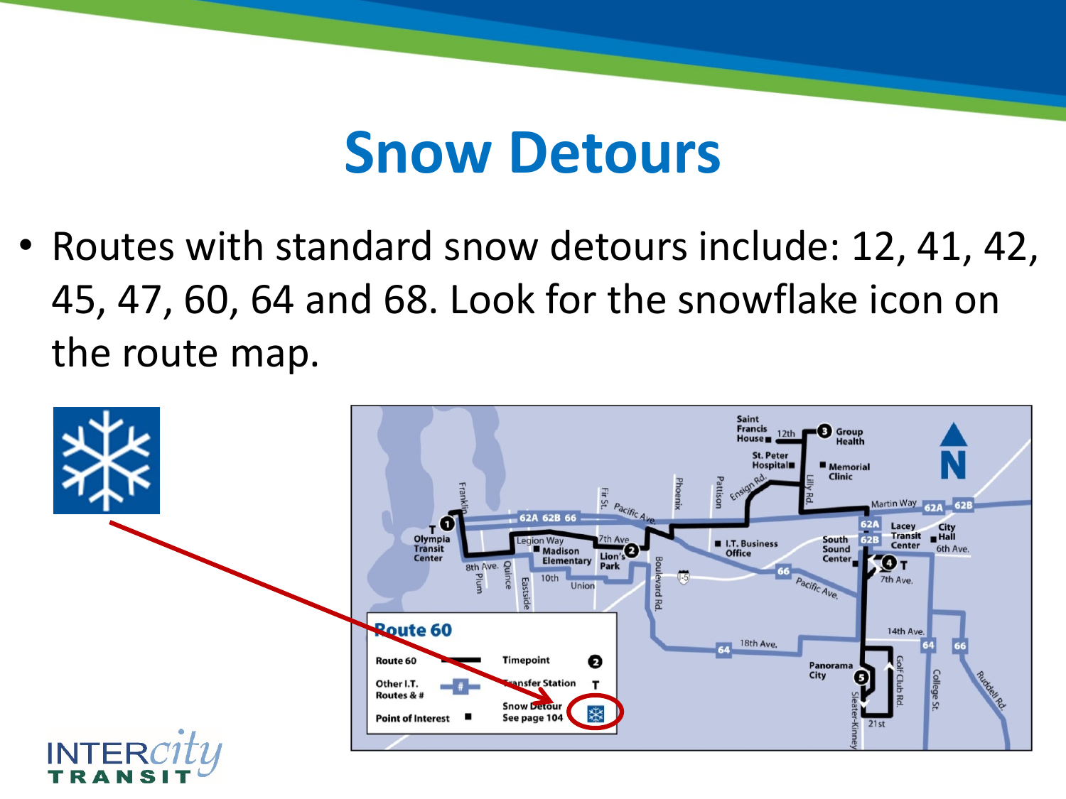# Snow Detours

- Routes with standard snow detours include: 12, 41, 42, 45, 47, 60, 64 and 68. Look for the snowflake icon on the route map.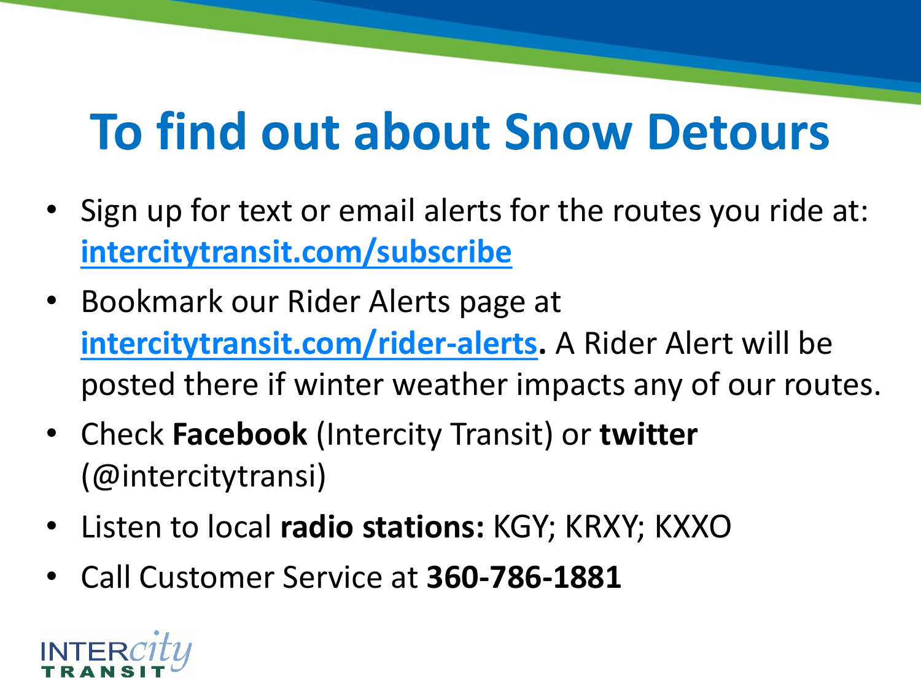# To find out about Snow Detours

- Sign up for text or email alerts for the routes you ride at: intercitytransit.com/subscribe
- Bookmark our Rider Alerts page at intercitytransit.com/rider-alerts**.** A Rider Alert will be posted there if winter weather impacts any of our routes.
- Check **Facebook** (Intercity Transit) or **twitter** (@intercitytransi)
- Listen to local **radio stations:** KGY; KRXY; KXXO
- Call Customer Service at **360-786-1881**

INTERcity TRANSIT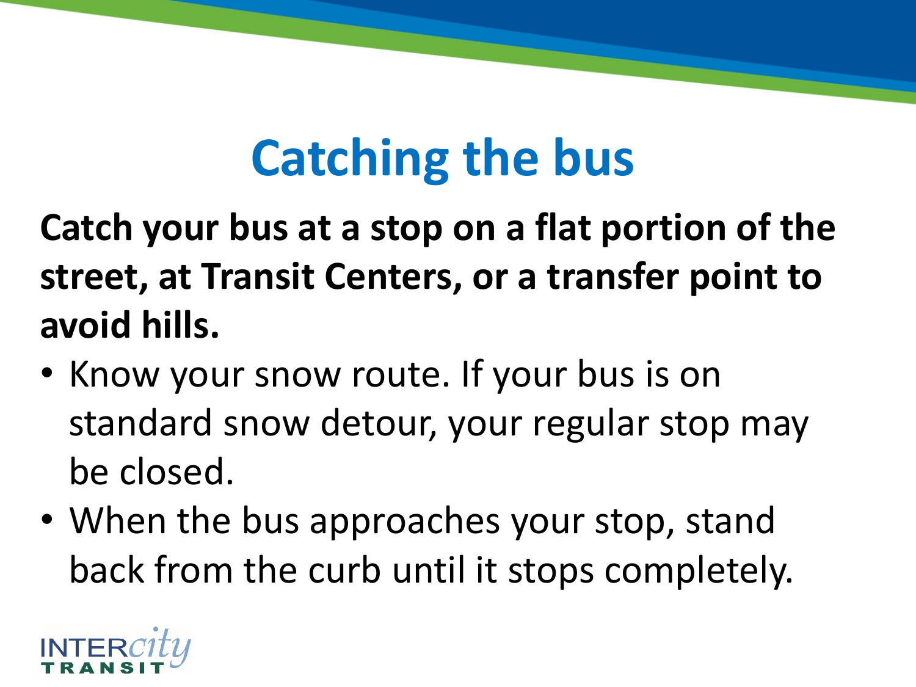# Catching the bus

**Catch your bus at a stop on a flat portion of the street, at Transit Centers, or a transfer point to avoid hills.**

- Know your snow route. If your bus is on standard snow detour, your regular stop may be closed.
- When the bus approaches your stop, stand back from the curb until it stops completely.

INTERcity TRANSIT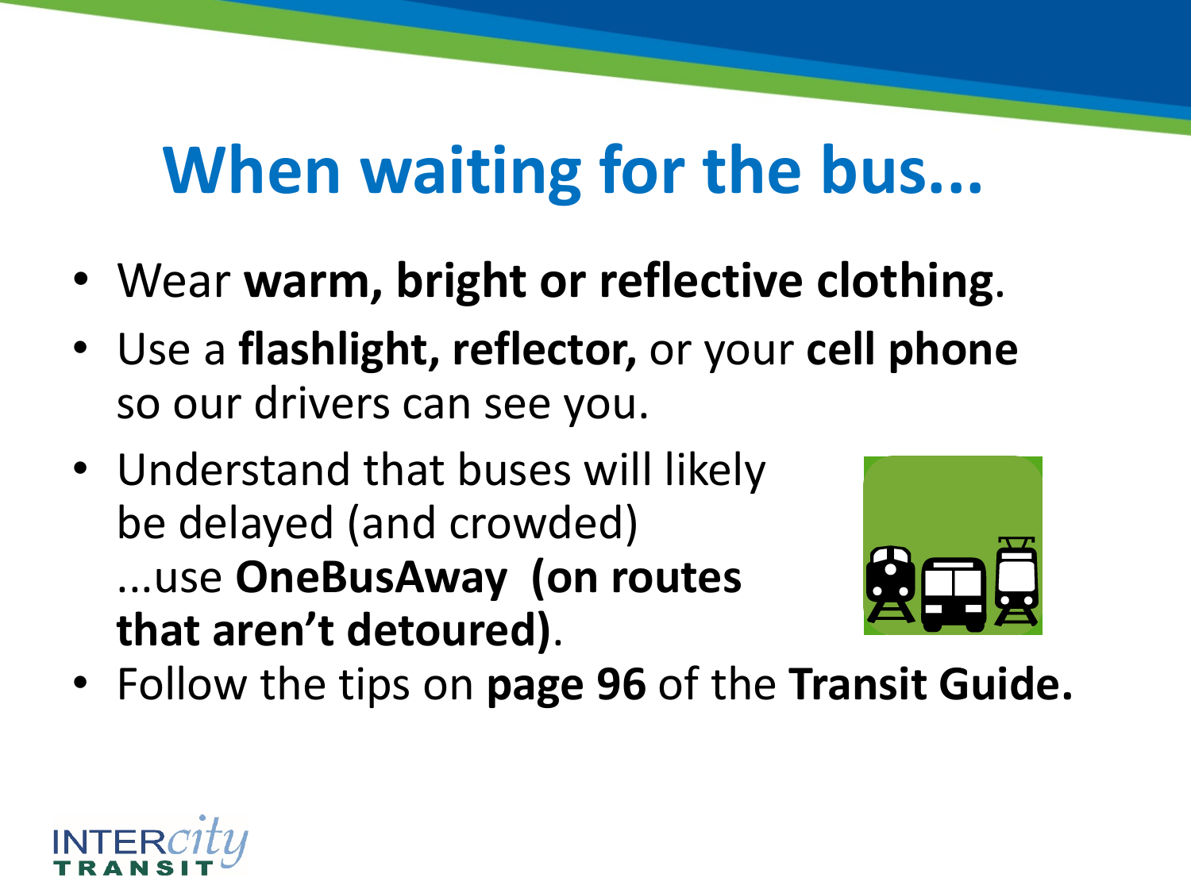# When waiting for the bus...

- Wear **warm, bright or reflective clothing**.
- Use a **flashlight, reflector,** or your **cell phone** so our drivers can see you.
- Understand that buses will likely be delayed (and crowded) ...use **OneBusAway (on routes that aren't detoured)**.
- Follow the tips on **page 96** of the **Transit Guide.**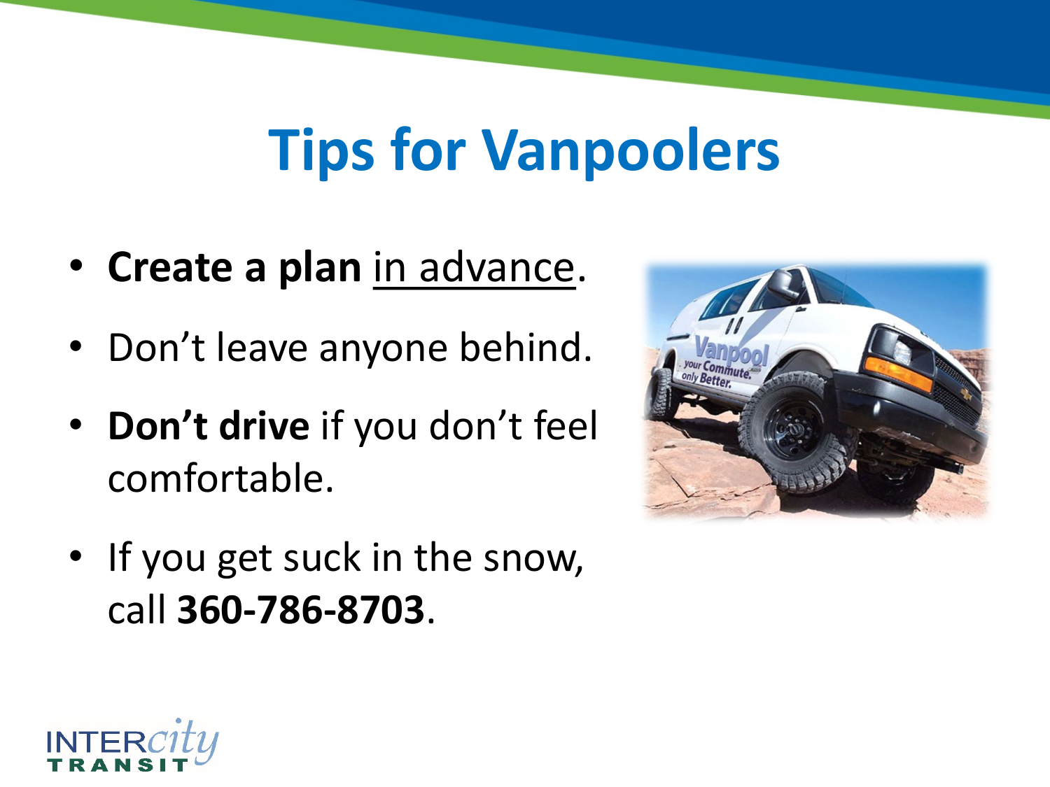# Tips for Vanpoolers

- **Create a plan** <u>in advance</u>.
- Don’t leave anyone behind.
- **Don’t drive** if you don’t feel comfortable.
- If you get suck in the snow, call **360-786-8703**.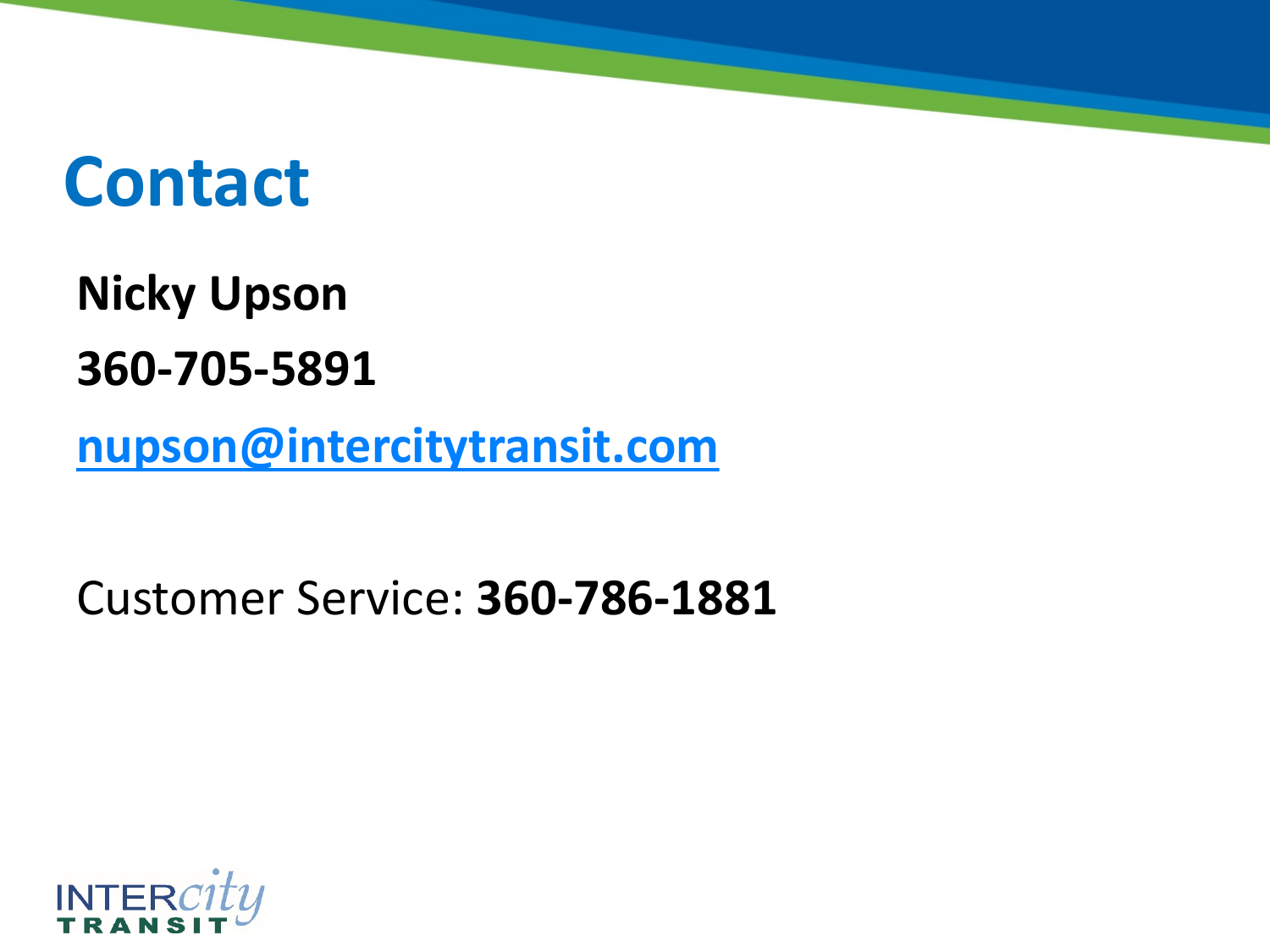# Contact

**Nicky Upson**

**360-705-5891**

**nupson@intercitytransit.com**

Customer Service: **360-786-1881**

INTERcity TRANSIT